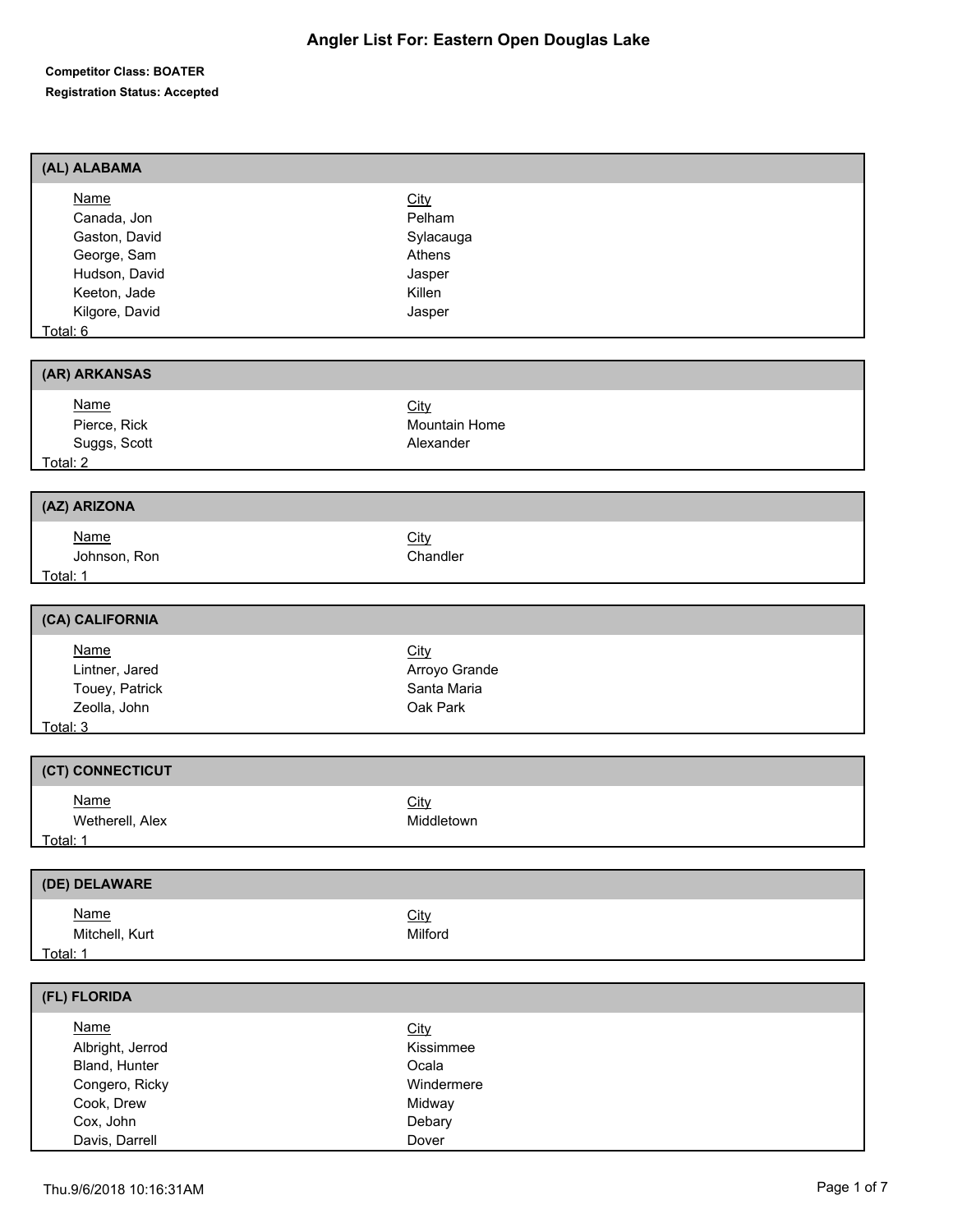# Angler List For: Eastern Open Douglas Lake

**Competitor Class: BOATER**

**Registration Status: Accepted**

## (AL) ALABAMA

| Name | City |
|---|---|
| Canada, Jon | Pelham |
| Gaston, David | Sylacauga |
| George, Sam | Athens |
| Hudson, David | Jasper |
| Keeton, Jade | Killen |
| Kilgore, David | Jasper |

Total: 6

## (AR) ARKANSAS

| Name | City |
|---|---|
| Pierce, Rick | Mountain Home |
| Suggs, Scott | Alexander |

Total: 2

## (AZ) ARIZONA

| Name | City |
|---|---|
| Johnson, Ron | Chandler |

Total: 1

## (CA) CALIFORNIA

| Name | City |
|---|---|
| Lintner, Jared | Arroyo Grande |
| Touey, Patrick | Santa Maria |
| Zeolla, John | Oak Park |

Total: 3

## (CT) CONNECTICUT

| Name | City |
|---|---|
| Wetherell, Alex | Middletown |

Total: 1

## (DE) DELAWARE

| Name | City |
|---|---|
| Mitchell, Kurt | Milford |

Total: 1

## (FL) FLORIDA

| Name | City |
|---|---|
| Albright, Jerrod | Kissimmee |
| Bland, Hunter | Ocala |
| Congero, Ricky | Windermere |
| Cook, Drew | Midway |
| Cox, John | Debary |
| Davis, Darrell | Dover |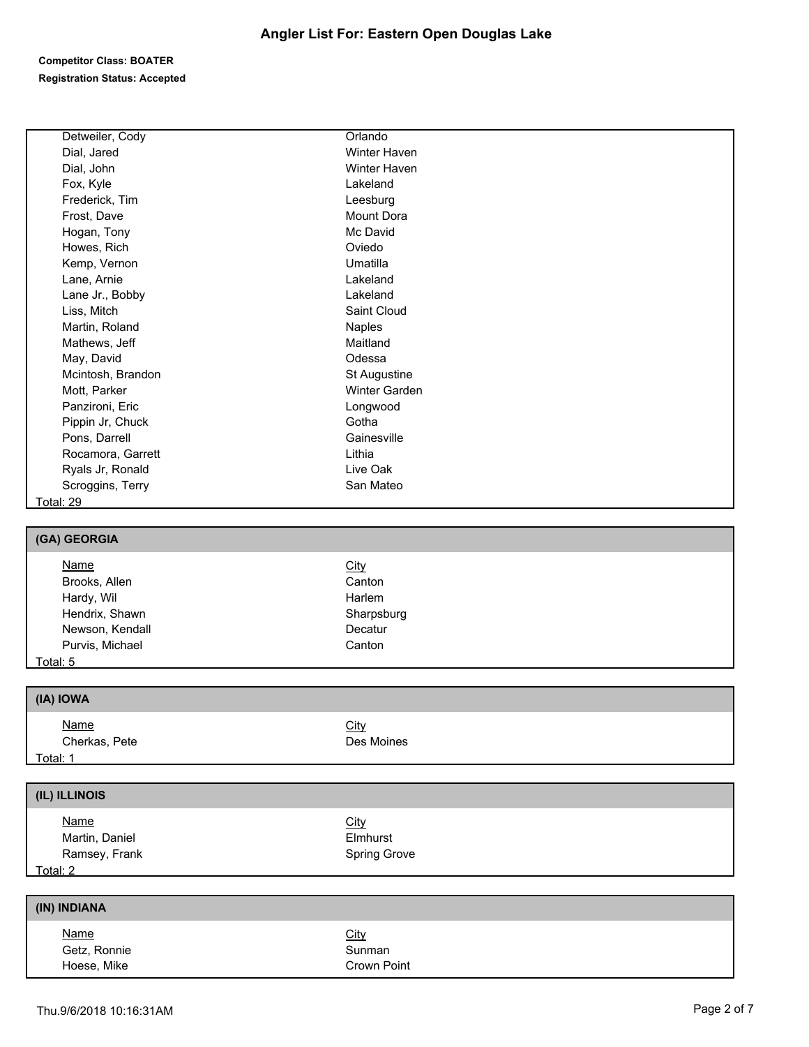# Angler List For: Eastern Open Douglas Lake

**Competitor Class: BOATER**

**Registration Status: Accepted**

| Name | City |
|---|---|
| Detweiler, Cody | Orlando |
| Dial, Jared | Winter Haven |
| Dial, John | Winter Haven |
| Fox, Kyle | Lakeland |
| Frederick, Tim | Leesburg |
| Frost, Dave | Mount Dora |
| Hogan, Tony | Mc David |
| Howes, Rich | Oviedo |
| Kemp, Vernon | Umatilla |
| Lane, Arnie | Lakeland |
| Lane Jr., Bobby | Lakeland |
| Liss, Mitch | Saint Cloud |
| Martin, Roland | Naples |
| Mathews, Jeff | Maitland |
| May, David | Odessa |
| Mcintosh, Brandon | St Augustine |
| Mott, Parker | Winter Garden |
| Panzironi, Eric | Longwood |
| Pippin Jr, Chuck | Gotha |
| Pons, Darrell | Gainesville |
| Rocamora, Garrett | Lithia |
| Ryals Jr, Ronald | Live Oak |
| Scroggins, Terry | San Mateo |

Total: 29

## (GA) GEORGIA

| Name | City |
|---|---|
| Brooks, Allen | Canton |
| Hardy, Wil | Harlem |
| Hendrix, Shawn | Sharpsburg |
| Newson, Kendall | Decatur |
| Purvis, Michael | Canton |

Total: 5

## (IA) IOWA

| Name | City |
|---|---|
| Cherkas, Pete | Des Moines |

Total: 1

## (IL) ILLINOIS

| Name | City |
|---|---|
| Martin, Daniel | Elmhurst |
| Ramsey, Frank | Spring Grove |

Total: 2

## (IN) INDIANA

| Name | City |
|---|---|
| Getz, Ronnie | Sunman |
| Hoese, Mike | Crown Point |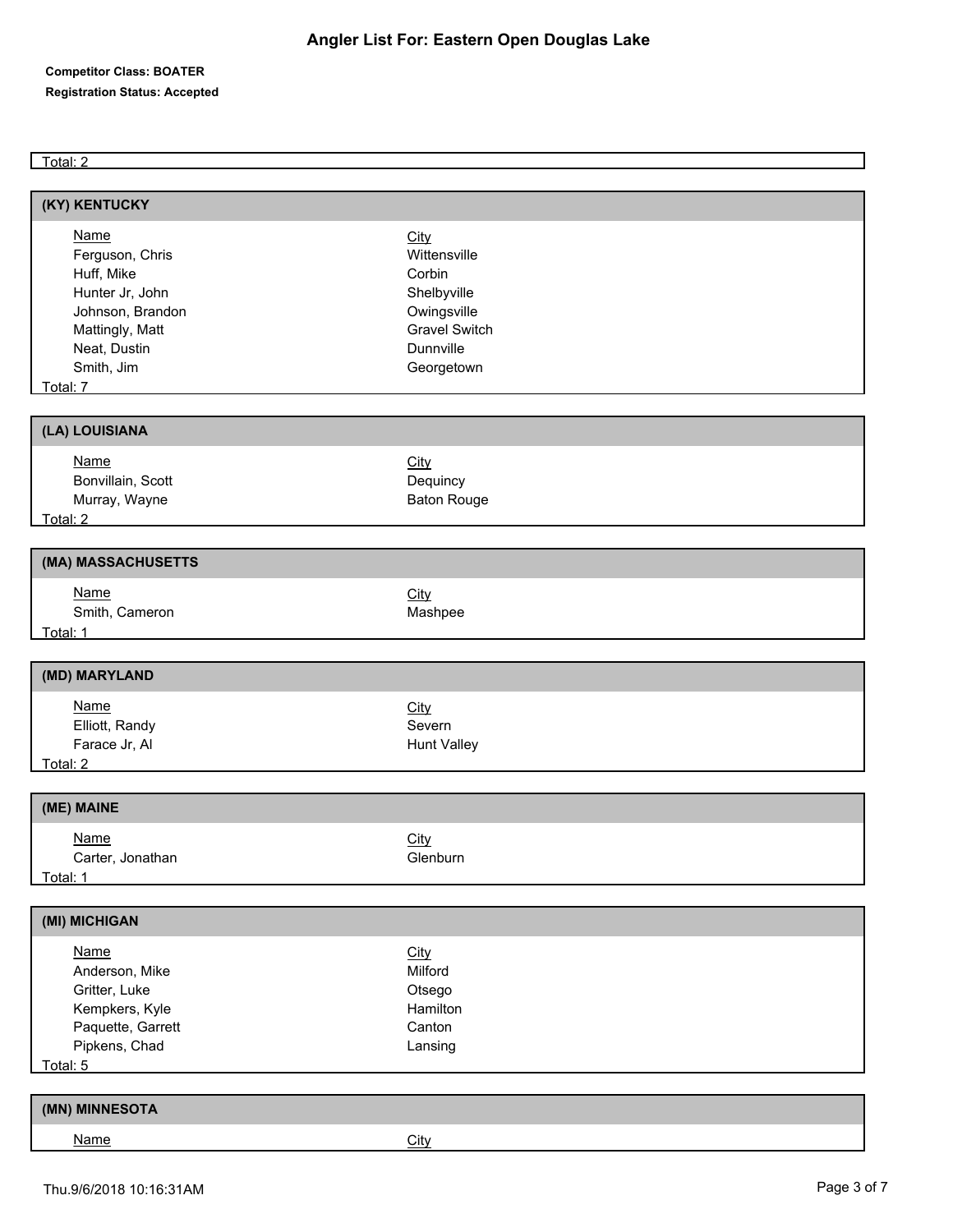# Angler List For: Eastern Open Douglas Lake

**Competitor Class: BOATER**

**Registration Status: Accepted**

Total: 2

## (KY) KENTUCKY

| Name | City |
| --- | --- |
| Ferguson, Chris | Wittensville |
| Huff, Mike | Corbin |
| Hunter Jr, John | Shelbyville |
| Johnson, Brandon | Owingsville |
| Mattingly, Matt | Gravel Switch |
| Neat, Dustin | Dunnville |
| Smith, Jim | Georgetown |

Total: 7

## (LA) LOUISIANA

| Name | City |
| --- | --- |
| Bonvillain, Scott | Dequincy |
| Murray, Wayne | Baton Rouge |

Total: 2

## (MA) MASSACHUSETTS

| Name | City |
| --- | --- |
| Smith, Cameron | Mashpee |

Total: 1

## (MD) MARYLAND

| Name | City |
| --- | --- |
| Elliott, Randy | Severn |
| Farace Jr, Al | Hunt Valley |

Total: 2

## (ME) MAINE

| Name | City |
| --- | --- |
| Carter, Jonathan | Glenburn |

Total: 1

## (MI) MICHIGAN

| Name | City |
| --- | --- |
| Anderson, Mike | Milford |
| Gritter, Luke | Otsego |
| Kempkers, Kyle | Hamilton |
| Paquette, Garrett | Canton |
| Pipkens, Chad | Lansing |

Total: 5

## (MN) MINNESOTA

| Name | City |
| --- | --- |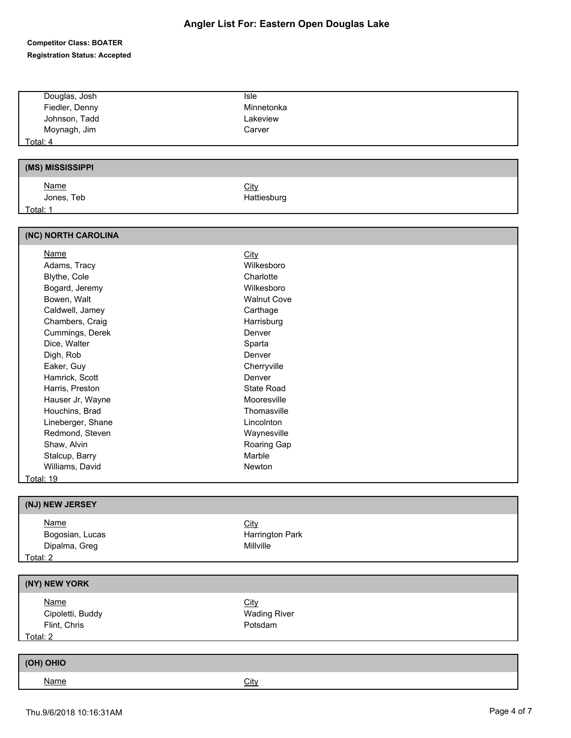# Angler List For: Eastern Open Douglas Lake

**Competitor Class: BOATER**
**Registration Status: Accepted**

| Name | City |
|---|---|
| Douglas, Josh | Isle |
| Fiedler, Denny | Minnetonka |
| Johnson, Tadd | Lakeview |
| Moynagh, Jim | Carver |

Total: 4

## (MS) MISSISSIPPI

| Name | City |
|---|---|
| Jones, Teb | Hattiesburg |

Total: 1

## (NC) NORTH CAROLINA

| Name | City |
|---|---|
| Adams, Tracy | Wilkesboro |
| Blythe, Cole | Charlotte |
| Bogard, Jeremy | Wilkesboro |
| Bowen, Walt | Walnut Cove |
| Caldwell, Jamey | Carthage |
| Chambers, Craig | Harrisburg |
| Cummings, Derek | Denver |
| Dice, Walter | Sparta |
| Digh, Rob | Denver |
| Eaker, Guy | Cherryville |
| Hamrick, Scott | Denver |
| Harris, Preston | State Road |
| Hauser Jr, Wayne | Mooresville |
| Houchins, Brad | Thomasville |
| Lineberger, Shane | Lincolnton |
| Redmond, Steven | Waynesville |
| Shaw, Alvin | Roaring Gap |
| Stalcup, Barry | Marble |
| Williams, David | Newton |

Total: 19

## (NJ) NEW JERSEY

| Name | City |
|---|---|
| Bogosian, Lucas | Harrington Park |
| Dipalma, Greg | Millville |

Total: 2

## (NY) NEW YORK

| Name | City |
|---|---|
| Cipoletti, Buddy | Wading River |
| Flint, Chris | Potsdam |

Total: 2

## (OH) OHIO

| Name | City |
|---|---|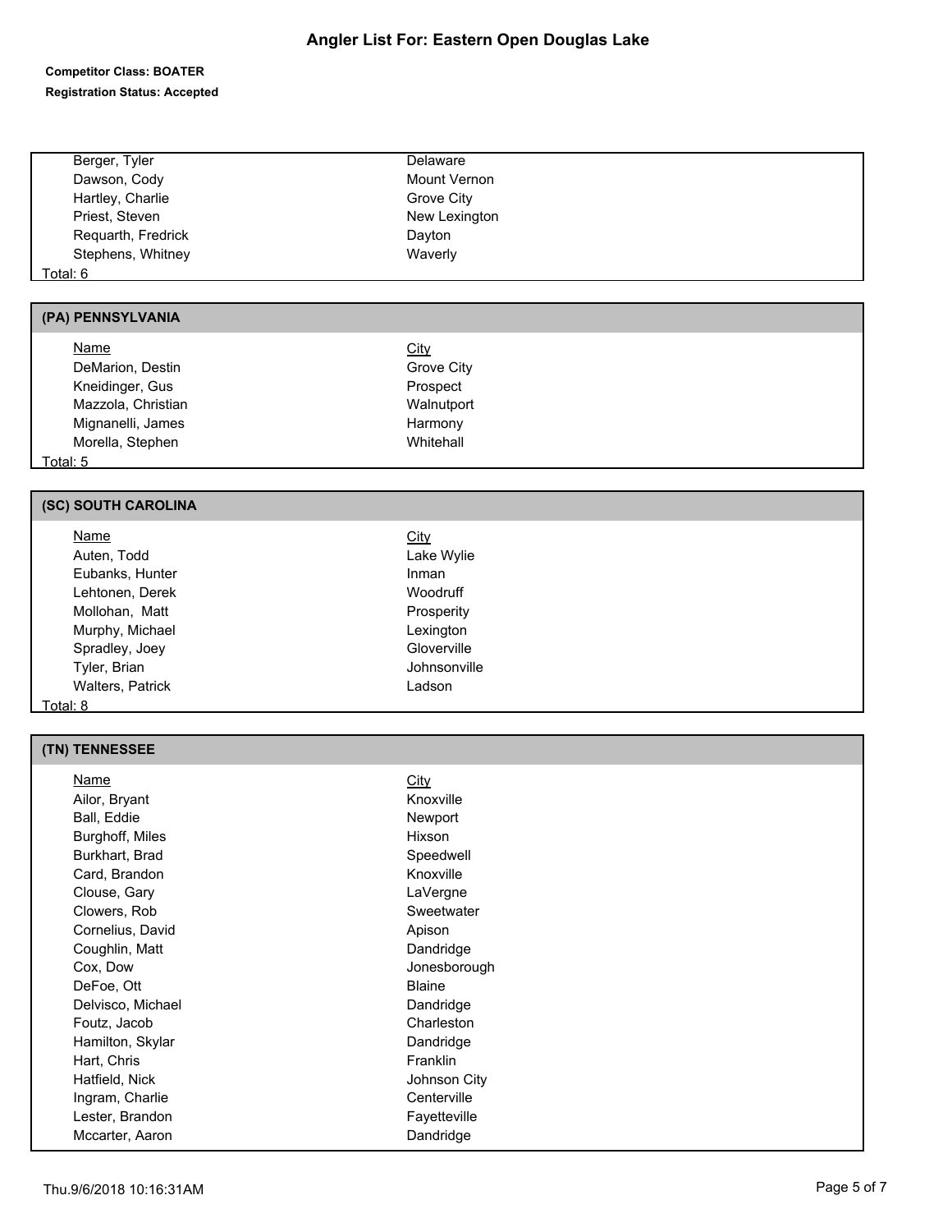# Angler List For: Eastern Open Douglas Lake

**Competitor Class: BOATER**

**Registration Status: Accepted**

| Name | City |
|---|---|
| Berger, Tyler | Delaware |
| Dawson, Cody | Mount Vernon |
| Hartley, Charlie | Grove City |
| Priest, Steven | New Lexington |
| Requarth, Fredrick | Dayton |
| Stephens, Whitney | Waverly |

Total: 6

## (PA) PENNSYLVANIA

| Name | City |
|---|---|
| DeMarion, Destin | Grove City |
| Kneidinger, Gus | Prospect |
| Mazzola, Christian | Walnutport |
| Mignanelli, James | Harmony |
| Morella, Stephen | Whitehall |

Total: 5

## (SC) SOUTH CAROLINA

| Name | City |
|---|---|
| Auten, Todd | Lake Wylie |
| Eubanks, Hunter | Inman |
| Lehtonen, Derek | Woodruff |
| Mollohan, Matt | Prosperity |
| Murphy, Michael | Lexington |
| Spradley, Joey | Gloverville |
| Tyler, Brian | Johnsonville |
| Walters, Patrick | Ladson |

Total: 8

## (TN) TENNESSEE

| Name | City |
|---|---|
| Ailor, Bryant | Knoxville |
| Ball, Eddie | Newport |
| Burghoff, Miles | Hixson |
| Burkhart, Brad | Speedwell |
| Card, Brandon | Knoxville |
| Clouse, Gary | LaVergne |
| Clowers, Rob | Sweetwater |
| Cornelius, David | Apison |
| Coughlin, Matt | Dandridge |
| Cox, Dow | Jonesborough |
| DeFoe, Ott | Blaine |
| Delvisco, Michael | Dandridge |
| Foutz, Jacob | Charleston |
| Hamilton, Skylar | Dandridge |
| Hart, Chris | Franklin |
| Hatfield, Nick | Johnson City |
| Ingram, Charlie | Centerville |
| Lester, Brandon | Fayetteville |
| Mccarter, Aaron | Dandridge |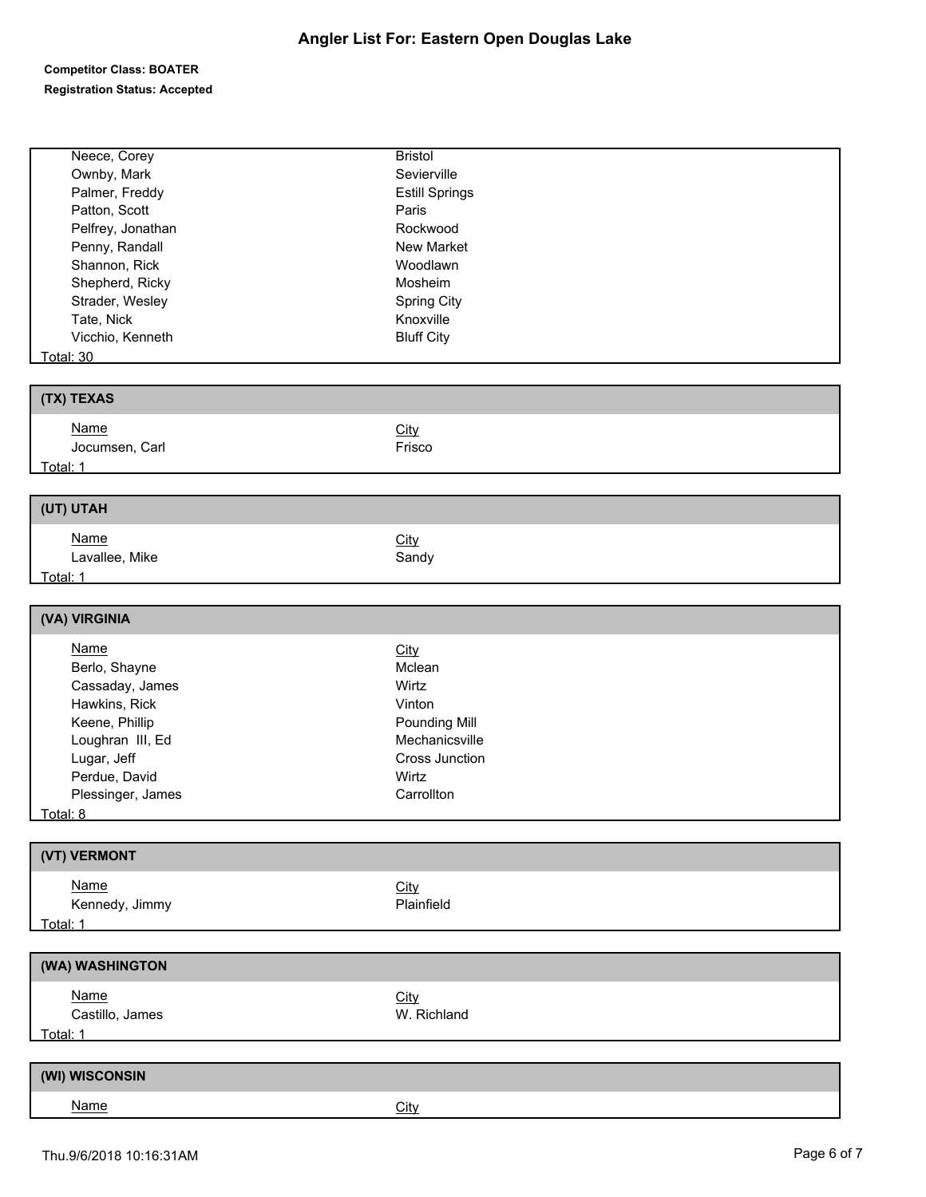# Angler List For: Eastern Open Douglas Lake

**Competitor Class: BOATER**

**Registration Status: Accepted**

| Name | City |
|---|---|
| Neece, Corey | Bristol |
| Ownby, Mark | Sevierville |
| Palmer, Freddy | Estill Springs |
| Patton, Scott | Paris |
| Pelfrey, Jonathan | Rockwood |
| Penny, Randall | New Market |
| Shannon, Rick | Woodlawn |
| Shepherd, Ricky | Mosheim |
| Strader, Wesley | Spring City |
| Tate, Nick | Knoxville |
| Vicchio, Kenneth | Bluff City |

Total: 30

## (TX) TEXAS

| Name | City |
|---|---|
| Jocumsen, Carl | Frisco |

Total: 1

## (UT) UTAH

| Name | City |
|---|---|
| Lavallee, Mike | Sandy |

Total: 1

## (VA) VIRGINIA

| Name | City |
|---|---|
| Berlo, Shayne | Mclean |
| Cassaday, James | Wirtz |
| Hawkins, Rick | Vinton |
| Keene, Phillip | Pounding Mill |
| Loughran III, Ed | Mechanicsville |
| Lugar, Jeff | Cross Junction |
| Perdue, David | Wirtz |
| Plessinger, James | Carrollton |

Total: 8

## (VT) VERMONT

| Name | City |
|---|---|
| Kennedy, Jimmy | Plainfield |

Total: 1

## (WA) WASHINGTON

| Name | City |
|---|---|
| Castillo, James | W. Richland |

Total: 1

## (WI) WISCONSIN

| Name | City |
|---|---|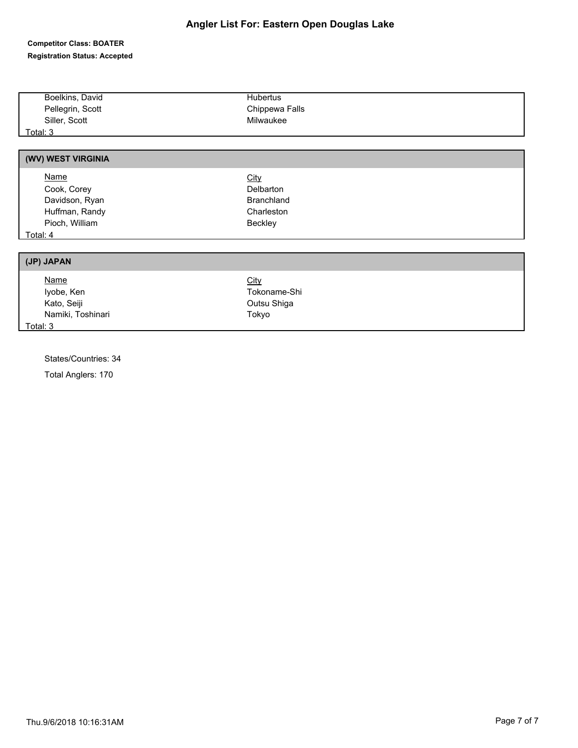# Angler List For: Eastern Open Douglas Lake

**Competitor Class: BOATER**

**Registration Status: Accepted**

| | |
|---|---|
| Boelkins, David | Hubertus |
| Pellegrin, Scott | Chippewa Falls |
| Siller, Scott | Milwaukee |

Total: 3

## (WV) WEST VIRGINIA

| Name | City |
|---|---|
| Cook, Corey | Delbarton |
| Davidson, Ryan | Branchland |
| Huffman, Randy | Charleston |
| Pioch, William | Beckley |

Total: 4

## (JP) JAPAN

| Name | City |
|---|---|
| Iyobe, Ken | Tokoname-Shi |
| Kato, Seiji | Outsu Shiga |
| Namiki, Toshinari | Tokyo |

Total: 3

States/Countries: 34

Total Anglers: 170

Thu.9/6/2018 10:16:31AM